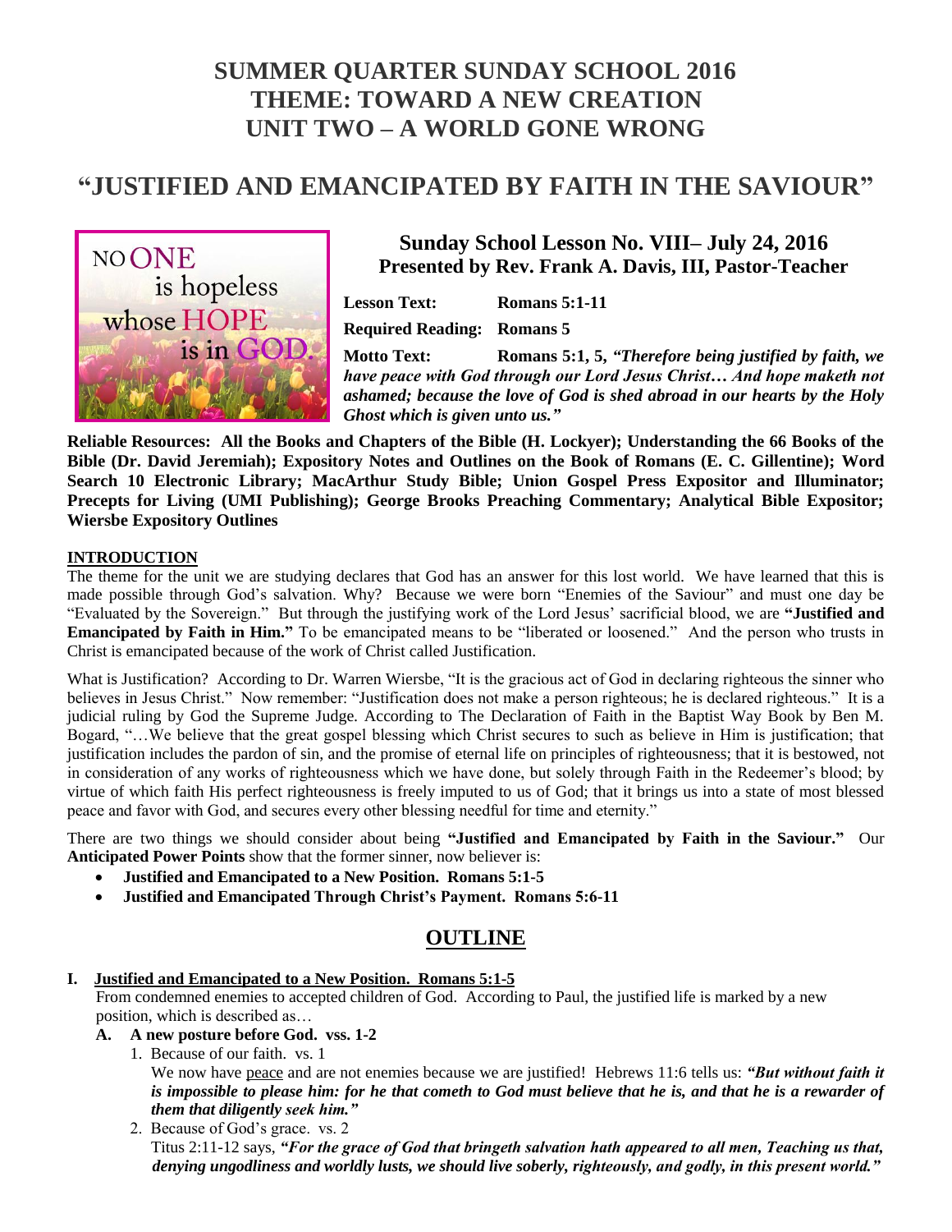# SUMMER QUARTER SUNDAY SCHOOL 2016
# THEME: TOWARD A NEW CREATION
# UNIT TWO – A WORLD GONE WRONG

# "JUSTIFIED AND EMANCIPATED BY FAITH IN THE SAVIOUR"

NO ONE is hopeless whose HOPE is in GOD.

## Sunday School Lesson No. VIII– July 24, 2016
## Presented by Rev. Frank A. Davis, III, Pastor-Teacher

**Lesson Text:** **Romans 5:1-11**

**Required Reading:** **Romans 5**

**Motto Text:** **Romans 5:1, 5, *"Therefore being justified by faith, we have peace with God through our Lord Jesus Christ… And hope maketh not ashamed; because the love of God is shed abroad in our hearts by the Holy Ghost which is given unto us."***

**Reliable Resources: All the Books and Chapters of the Bible (H. Lockyer); Understanding the 66 Books of the Bible (Dr. David Jeremiah); Expository Notes and Outlines on the Book of Romans (E. C. Gillentine); Word Search 10 Electronic Library; MacArthur Study Bible; Union Gospel Press Expositor and Illuminator; Precepts for Living (UMI Publishing); George Brooks Preaching Commentary; Analytical Bible Expositor; Wiersbe Expository Outlines**

**INTRODUCTION**

The theme for the unit we are studying declares that God has an answer for this lost world. We have learned that this is made possible through God's salvation. Why? Because we were born "Enemies of the Saviour" and must one day be "Evaluated by the Sovereign." But through the justifying work of the Lord Jesus' sacrificial blood, we are **"Justified and Emancipated by Faith in Him."** To be emancipated means to be "liberated or loosened." And the person who trusts in Christ is emancipated because of the work of Christ called Justification.

What is Justification? According to Dr. Warren Wiersbe, "It is the gracious act of God in declaring righteous the sinner who believes in Jesus Christ." Now remember: "Justification does not make a person righteous; he is declared righteous." It is a judicial ruling by God the Supreme Judge. According to The Declaration of Faith in the Baptist Way Book by Ben M. Bogard, "…We believe that the great gospel blessing which Christ secures to such as believe in Him is justification; that justification includes the pardon of sin, and the promise of eternal life on principles of righteousness; that it is bestowed, not in consideration of any works of righteousness which we have done, but solely through Faith in the Redeemer's blood; by virtue of which faith His perfect righteousness is freely imputed to us of God; that it brings us into a state of most blessed peace and favor with God, and secures every other blessing needful for time and eternity."

There are two things we should consider about being **"Justified and Emancipated by Faith in the Saviour."** Our **Anticipated Power Points** show that the former sinner, now believer is:

- **Justified and Emancipated to a New Position. Romans 5:1-5**
- **Justified and Emancipated Through Christ's Payment. Romans 5:6-11**

## OUTLINE

**I. Justified and Emancipated to a New Position. Romans 5:1-5**

From condemned enemies to accepted children of God. According to Paul, the justified life is marked by a new position, which is described as…

**A. A new posture before God. vss. 1-2**

1. Because of our faith. vs. 1
   We now have peace and are not enemies because we are justified! Hebrews 11:6 tells us: ***"But without faith it is impossible to please him: for he that cometh to God must believe that he is, and that he is a rewarder of them that diligently seek him."***
2. Because of God's grace. vs. 2
   Titus 2:11-12 says, ***"For the grace of God that bringeth salvation hath appeared to all men, Teaching us that, denying ungodliness and worldly lusts, we should live soberly, righteously, and godly, in this present world."***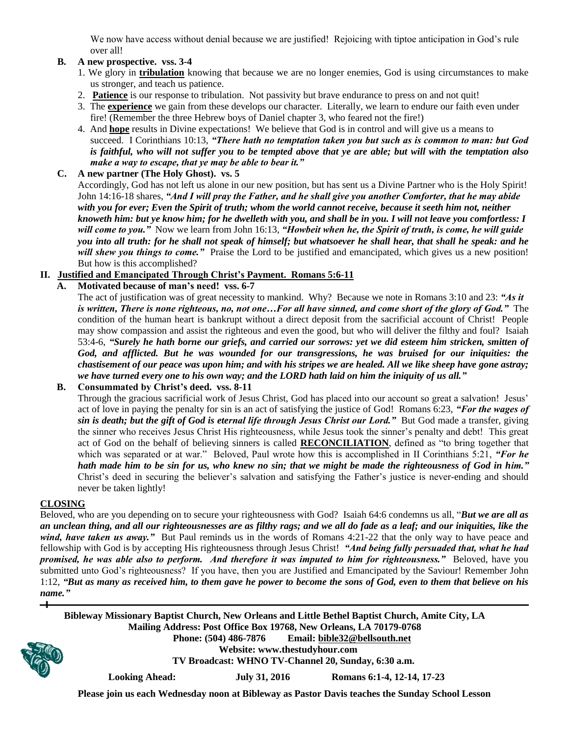We now have access without denial because we are justified! Rejoicing with tiptoe anticipation in God's rule over all!

**B. A new prospective. vss. 3-4**

1. We glory in **tribulation** knowing that because we are no longer enemies, God is using circumstances to make us stronger, and teach us patience.
2. **Patience** is our response to tribulation. Not passivity but brave endurance to press on and not quit!
3. The **experience** we gain from these develops our character. Literally, we learn to endure our faith even under fire! (Remember the three Hebrew boys of Daniel chapter 3, who feared not the fire!)
4. And **hope** results in Divine expectations! We believe that God is in control and will give us a means to succeed. I Corinthians 10:13, ***"There hath no temptation taken you but such as is common to man: but God is faithful, who will not suffer you to be tempted above that ye are able; but will with the temptation also make a way to escape, that ye may be able to bear it."***

**C. A new partner (The Holy Ghost). vs. 5**

Accordingly, God has not left us alone in our new position, but has sent us a Divine Partner who is the Holy Spirit! John 14:16-18 shares, ***"And I will pray the Father, and he shall give you another Comforter, that he may abide with you for ever; Even the Spirit of truth; whom the world cannot receive, because it seeth him not, neither knoweth him: but ye know him; for he dwelleth with you, and shall be in you. I will not leave you comfortless: I will come to you."*** Now we learn from John 16:13, ***"Howbeit when he, the Spirit of truth, is come, he will guide you into all truth: for he shall not speak of himself; but whatsoever he shall hear, that shall he speak: and he will shew you things to come."*** Praise the Lord to be justified and emancipated, which gives us a new position! But how is this accomplished?

## II. Justified and Emancipated Through Christ's Payment. Romans 5:6-11

**A. Motivated because of man's need! vss. 6-7**

The act of justification was of great necessity to mankind. Why? Because we note in Romans 3:10 and 23: ***"As it is written, There is none righteous, no, not one…For all have sinned, and come short of the glory of God."*** The condition of the human heart is bankrupt without a direct deposit from the sacrificial account of Christ! People may show compassion and assist the righteous and even the good, but who will deliver the filthy and foul? Isaiah 53:4-6, ***"Surely he hath borne our griefs, and carried our sorrows: yet we did esteem him stricken, smitten of God, and afflicted. But he was wounded for our transgressions, he was bruised for our iniquities: the chastisement of our peace was upon him; and with his stripes we are healed. All we like sheep have gone astray; we have turned every one to his own way; and the LORD hath laid on him the iniquity of us all."***

**B. Consummated by Christ's deed. vss. 8-11**

Through the gracious sacrificial work of Jesus Christ, God has placed into our account so great a salvation! Jesus' act of love in paying the penalty for sin is an act of satisfying the justice of God! Romans 6:23, ***"For the wages of sin is death; but the gift of God is eternal life through Jesus Christ our Lord."*** But God made a transfer, giving the sinner who receives Jesus Christ His righteousness, while Jesus took the sinner's penalty and debt! This great act of God on the behalf of believing sinners is called **RECONCILIATION**, defined as "to bring together that which was separated or at war." Beloved, Paul wrote how this is accomplished in II Corinthians 5:21, ***"For he hath made him to be sin for us, who knew no sin; that we might be made the righteousness of God in him."*** Christ's deed in securing the believer's salvation and satisfying the Father's justice is never-ending and should never be taken lightly!

## CLOSING

Beloved, who are you depending on to secure your righteousness with God? Isaiah 64:6 condemns us all, "***But we are all as an unclean thing, and all our righteousnesses are as filthy rags; and we all do fade as a leaf; and our iniquities, like the wind, have taken us away."*** But Paul reminds us in the words of Romans 4:21-22 that the only way to have peace and fellowship with God is by accepting His righteousness through Jesus Christ! ***"And being fully persuaded that, what he had promised, he was able also to perform. And therefore it was imputed to him for righteousness."*** Beloved, have you submitted unto God's righteousness? If you have, then you are Justified and Emancipated by the Saviour! Remember John 1:12, ***"But as many as received him, to them gave he power to become the sons of God, even to them that believe on his name."***

---

**Bibleway Missionary Baptist Church, New Orleans and Little Bethel Baptist Church, Amite City, LA**
**Mailing Address: Post Office Box 19768, New Orleans, LA 70179-0768**
**Phone: (504) 486-7876 Email: bible32@bellsouth.net**
**Website: www.thestudyhour.com**
**TV Broadcast: WHNO TV-Channel 20, Sunday, 6:30 a.m.**

**Looking Ahead: July 31, 2016 Romans 6:1-4, 12-14, 17-23**

**Please join us each Wednesday noon at Bibleway as Pastor Davis teaches the Sunday School Lesson**